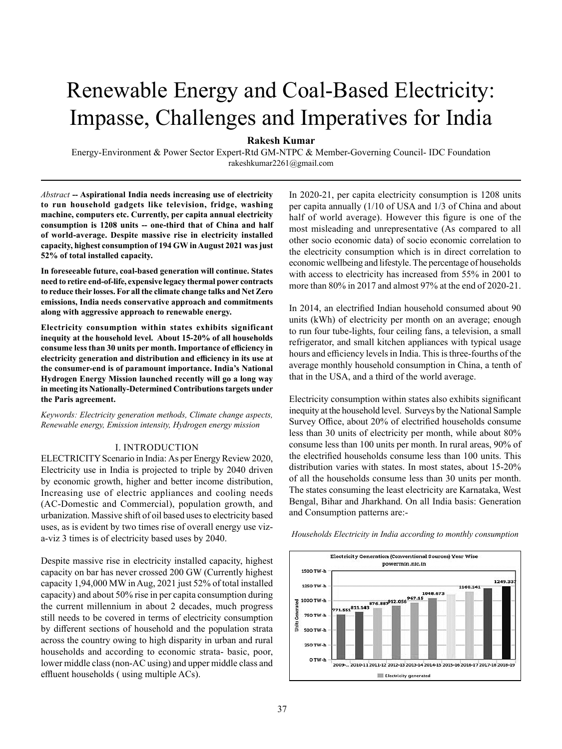# Renewable Energy and Coal-Based Electricity: Impasse, Challenges and Imperatives for India

**Rakesh Kumar**

Energy-Environment & Power Sector Expert-Rtd GM-NTPC & Member-Governing Council- IDC Foundation

rakeshkumar2261@gmail.com

*Abstract* -- **Aspirational India needs increasing use of electricity to run household gadgets like television, fridge, washing machine, computers etc. Currently, per capita annual electricity consumption is 1208 units -- one-third that of China and half of world-average. Despite massive rise in electricity installed capacity, highest consumption of 194 GW in August 2021 was just 52% of total installed capacity.**

**In foreseeable future, coal-based generation will continue. States need to retire end-of-life, expensive legacy thermal power contracts to reduce their losses. For all the climate change talks and Net Zero emissions, India needs conservative approach and commitments along with aggressive approach to renewable energy.**

**Electricity consumption within states exhibits significant inequity at the household level. About 15-20% of all households consume less than 30 units per month. Importance of efficiency in electricity generation and distribution and efficiency in its use at the consumer-end is of paramount importance. India's National Hydrogen Energy Mission launched recently will go a long way in meeting its Nationally-Determined Contributions targets under the Paris agreement.**

*Keywords: Electricity generation methods, Climate change aspects, Renewable energy, Emission intensity, Hydrogen energy mission*

## I. INTRODUCTION

ELECTRICITY Scenario in India: As per Energy Review 2020, Electricity use in India is projected to triple by 2040 driven by economic growth, higher and better income distribution, Increasing use of electric appliances and cooling needs (AC-Domestic and Commercial), population growth, and urbanization. Massive shift of oil based uses to electricity based uses, as is evident by two times rise of overall energy use viz-a-viz 3 times is of electricity based uses by 2040.

Despite massive rise in electricity installed capacity, highest capacity on bar has never crossed 200 GW (Currently highest capacity 1,94,000 MW in Aug, 2021 just 52% of total installed capacity) and about 50% rise in per capita consumption during the current millennium in about 2 decades, much progress still needs to be covered in terms of electricity consumption by different sections of household and the population strata across the country owing to high disparity in urban and rural households and according to economic strata- basic, poor, lower middle class (non-AC using) and upper middle class and effluent households ( using multiple ACs).

In 2020-21, per capita electricity consumption is 1208 units per capita annually (1/10 of USA and 1/3 of China and about half of world average). However this figure is one of the most misleading and unrepresentative (As compared to all other socio economic data) of socio economic correlation to the electricity consumption which is in direct correlation to economic wellbeing and lifestyle. The percentage of households with access to electricity has increased from 55% in 2001 to more than 80% in 2017 and almost 97% at the end of 2020-21.

In 2014, an electrified Indian household consumed about 90 units (kWh) of electricity per month on an average; enough to run four tube-lights, four ceiling fans, a television, a small refrigerator, and small kitchen appliances with typical usage hours and efficiency levels in India. This is three-fourths of the average monthly household consumption in China, a tenth of that in the USA, and a third of the world average.

Electricity consumption within states also exhibits significant inequity at the household level. Surveys by the National Sample Survey Office, about 20% of electrified households consume less than 30 units of electricity per month, while about 80% consume less than 100 units per month. In rural areas, 90% of the electrified households consume less than 100 units. This distribution varies with states. In most states, about 15-20% of all the households consume less than 30 units per month. The states consuming the least electricity are Karnataka, West Bengal, Bihar and Jharkhand. On all India basis: Generation and Consumption patterns are:-

*Households Electricity in India according to monthly consumption*

Electricity Generation (Conventional Sources) Year Wise
powermin.nic.in

| Year | Units Generated (TW-h) |
|---|---|
| 2009-... | 771.551 |
| 2010-11 | 811.143 |
| 2011-12 | 876.887 |
| 2012-13 | 912.056 |
| 2013-14 | 967.15 |
| 2014-15 | 1048.673 |
| 2015-16 | |
| 2016-17 | 1160.141 |
| 2017-18 | |
| 2018-19 | 1249.337 |

Electricity generated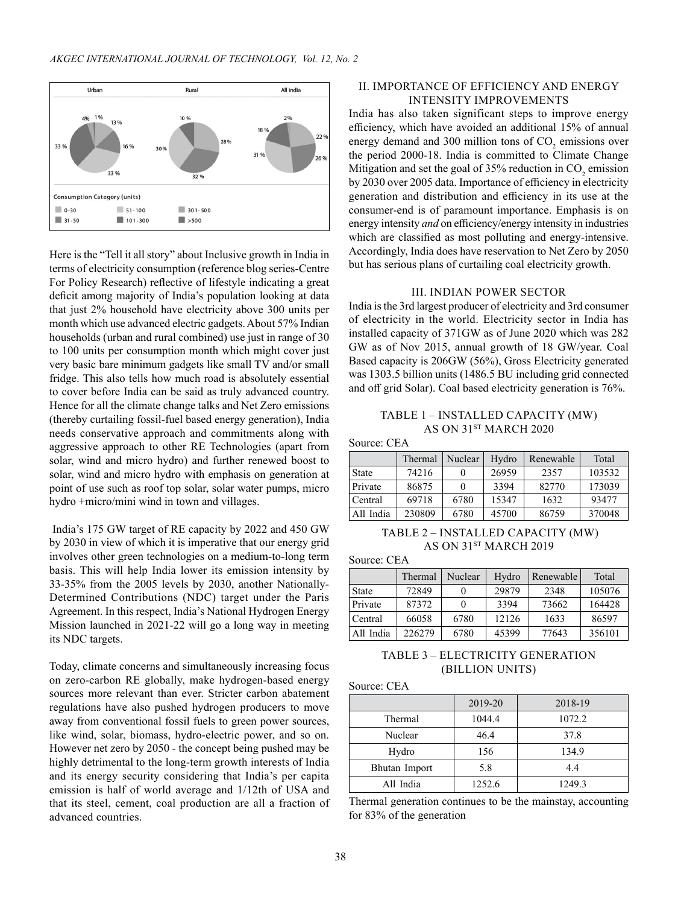Here is the "Tell it all story" about Inclusive growth in India in terms of electricity consumption (reference blog series-Centre For Policy Research) reflective of lifestyle indicating a great deficit among majority of India's population looking at data that just 2% household have electricity above 300 units per month which use advanced electric gadgets. About 57% Indian households (urban and rural combined) use just in range of 30 to 100 units per consumption month which might cover just very basic bare minimum gadgets like small TV and/or small fridge. This also tells how much road is absolutely essential to cover before India can be said as truly advanced country. Hence for all the climate change talks and Net Zero emissions (thereby curtailing fossil-fuel based energy generation), India needs conservative approach and commitments along with aggressive approach to other RE Technologies (apart from solar, wind and micro hydro) and further renewed boost to solar, wind and micro hydro with emphasis on generation at point of use such as roof top solar, solar water pumps, micro hydro +micro/mini wind in town and villages.

India's 175 GW target of RE capacity by 2022 and 450 GW by 2030 in view of which it is imperative that our energy grid involves other green technologies on a medium-to-long term basis. This will help India lower its emission intensity by 33-35% from the 2005 levels by 2030, another Nationally-Determined Contributions (NDC) target under the Paris Agreement. In this respect, India's National Hydrogen Energy Mission launched in 2021-22 will go a long way in meeting its NDC targets.

Today, climate concerns and simultaneously increasing focus on zero-carbon RE globally, make hydrogen-based energy sources more relevant than ever. Stricter carbon abatement regulations have also pushed hydrogen producers to move away from conventional fossil fuels to green power sources, like wind, solar, biomass, hydro-electric power, and so on. However net zero by 2050 - the concept being pushed may be highly detrimental to the long-term growth interests of India and its energy security considering that India's per capita emission is half of world average and 1/12th of USA and that its steel, cement, coal production are all a fraction of advanced countries.

## II. IMPORTANCE OF EFFICIENCY AND ENERGY INTENSITY IMPROVEMENTS

India has also taken significant steps to improve energy efficiency, which have avoided an additional 15% of annual energy demand and 300 million tons of $CO_2$ emissions over the period 2000-18. India is committed to Climate Change Mitigation and set the goal of 35% reduction in $CO_2$ emission by 2030 over 2005 data. Importance of efficiency in electricity generation and distribution and efficiency in its use at the consumer-end is of paramount importance. Emphasis is on energy intensity *and* on efficiency/energy intensity in industries which are classified as most polluting and energy-intensive. Accordingly, India does have reservation to Net Zero by 2050 but has serious plans of curtailing coal electricity growth.

## III. INDIAN POWER SECTOR

India is the 3rd largest producer of electricity and 3rd consumer of electricity in the world. Electricity sector in India has installed capacity of 371GW as of June 2020 which was 282 GW as of Nov 2015, annual growth of 18 GW/year. Coal Based capacity is 206GW (56%), Gross Electricity generated was 1303.5 billion units (1486.5 BU including grid connected and off grid Solar). Coal based electricity generation is 76%.

TABLE 1 – INSTALLED CAPACITY (MW) AS ON 31ST MARCH 2020

Source: CEA

| | Thermal | Nuclear | Hydro | Renewable | Total |
|---|---|---|---|---|---|
| State | 74216 | 0 | 26959 | 2357 | 103532 |
| Private | 86875 | 0 | 3394 | 82770 | 173039 |
| Central | 69718 | 6780 | 15347 | 1632 | 93477 |
| All India | 230809 | 6780 | 45700 | 86759 | 370048 |

TABLE 2 – INSTALLED CAPACITY (MW) AS ON 31ST MARCH 2019

Source: CEA

| | Thermal | Nuclear | Hydro | Renewable | Total |
|---|---|---|---|---|---|
| State | 72849 | 0 | 29879 | 2348 | 105076 |
| Private | 87372 | 0 | 3394 | 73662 | 164428 |
| Central | 66058 | 6780 | 12126 | 1633 | 86597 |
| All India | 226279 | 6780 | 45399 | 77643 | 356101 |

TABLE 3 – ELECTRICITY GENERATION (BILLION UNITS)

Source: CEA

| | 2019-20 | 2018-19 |
|---|---|---|
| Thermal | 1044.4 | 1072.2 |
| Nuclear | 46.4 | 37.8 |
| Hydro | 156 | 134.9 |
| Bhutan Import | 5.8 | 4.4 |
| All India | 1252.6 | 1249.3 |

Thermal generation continues to be the mainstay, accounting for 83% of the generation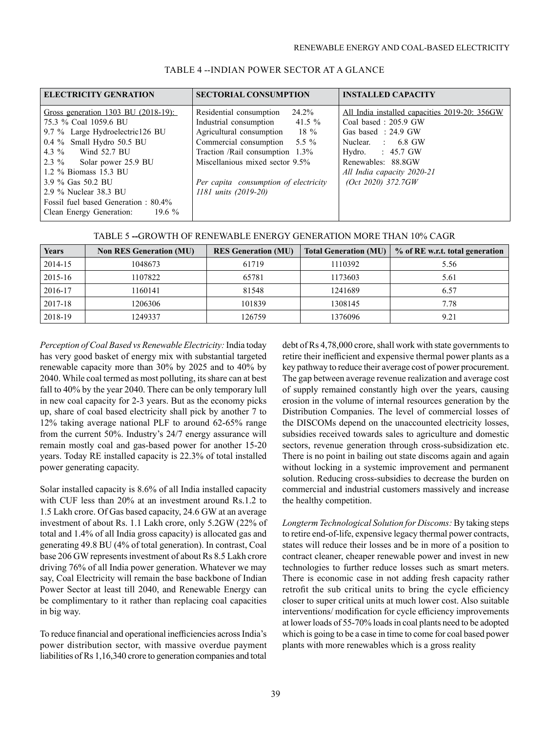TABLE 4 --INDIAN POWER SECTOR AT A GLANCE

| ELECTRICITY GENRATION | SECTORIAL CONSUMPTION | INSTALLED CAPACITY |
|---|---|---|
| Gross generation 1303 BU (2018-19):<br>75.3 % Coal 1059.6 BU<br>9.7 % Large Hydroelectric126 BU<br>0.4 % Small Hydro 50.5 BU<br>4.3 % Wind 52.7 BU<br>2.3 % Solar power 25.9 BU<br>1.2 % Biomass 15.3 BU<br>3.9 % Gas 50.2 BU<br>2.9 % Nuclear 38.3 BU<br>Fossil fuel based Generation : 80.4%<br>Clean Energy Generation: 19.6 % | Residential consumption 24.2%<br>Industrial consumption 41.5 %<br>Agricultural consumption 18 %<br>Commercial consumption 5.5 %<br>Traction /Rail consumption 1.3%<br>Miscellanious mixed sector 9.5%<br><br>*Per capita consumption of electricity 1181 units (2019-20)* | All India installed capacities 2019-20: 356GW<br>Coal based : 205.9 GW<br>Gas based : 24.9 GW<br>Nuclear. : 6.8 GW<br>Hydro. : 45.7 GW<br>Renewables: 88.8GW<br>*All India capacity 2020-21 (Oct 2020) 372.7GW* |

TABLE 5 --GROWTH OF RENEWABLE ENERGY GENERATION MORE THAN 10% CAGR

| Years | Non RES Generation (MU) | RES Generation (MU) | Total Generation (MU) | % of RE w.r.t. total generation |
|---|---|---|---|---|
| 2014-15 | 1048673 | 61719 | 1110392 | 5.56 |
| 2015-16 | 1107822 | 65781 | 1173603 | 5.61 |
| 2016-17 | 1160141 | 81548 | 1241689 | 6.57 |
| 2017-18 | 1206306 | 101839 | 1308145 | 7.78 |
| 2018-19 | 1249337 | 126759 | 1376096 | 9.21 |

*Perception of Coal Based vs Renewable Electricity:* India today has very good basket of energy mix with substantial targeted renewable capacity more than 30% by 2025 and to 40% by 2040. While coal termed as most polluting, its share can at best fall to 40% by the year 2040. There can be only temporary lull in new coal capacity for 2-3 years. But as the economy picks up, share of coal based electricity shall pick by another 7 to 12% taking average national PLF to around 62-65% range from the current 50%. Industry's 24/7 energy assurance will remain mostly coal and gas-based power for another 15-20 years. Today RE installed capacity is 22.3% of total installed power generating capacity.

Solar installed capacity is 8.6% of all India installed capacity with CUF less than 20% at an investment around Rs.1.2 to 1.5 Lakh crore. Of Gas based capacity, 24.6 GW at an average investment of about Rs. 1.1 Lakh crore, only 5.2GW (22% of total and 1.4% of all India gross capacity) is allocated gas and generating 49.8 BU (4% of total generation). In contrast, Coal base 206 GW represents investment of about Rs 8.5 Lakh crore driving 76% of all India power generation. Whatever we may say, Coal Electricity will remain the base backbone of Indian Power Sector at least till 2040, and Renewable Energy can be complimentary to it rather than replacing coal capacities in big way.

To reduce financial and operational inefficiencies across India's power distribution sector, with massive overdue payment liabilities of Rs 1,16,340 crore to generation companies and total debt of Rs 4,78,000 crore, shall work with state governments to retire their inefficient and expensive thermal power plants as a key pathway to reduce their average cost of power procurement. The gap between average revenue realization and average cost of supply remained constantly high over the years, causing erosion in the volume of internal resources generation by the Distribution Companies. The level of commercial losses of the DISCOMs depend on the unaccounted electricity losses, subsidies received towards sales to agriculture and domestic sectors, revenue generation through cross-subsidization etc. There is no point in bailing out state discoms again and again without locking in a systemic improvement and permanent solution. Reducing cross-subsidies to decrease the burden on commercial and industrial customers massively and increase the healthy competition.

*Longterm Technological Solution for Discoms:* By taking steps to retire end-of-life, expensive legacy thermal power contracts, states will reduce their losses and be in more of a position to contract cleaner, cheaper renewable power and invest in new technologies to further reduce losses such as smart meters. There is economic case in not adding fresh capacity rather retrofit the sub critical units to bring the cycle efficiency closer to super critical units at much lower cost. Also suitable interventions/ modification for cycle efficiency improvements at lower loads of 55-70% loads in coal plants need to be adopted which is going to be a case in time to come for coal based power plants with more renewables which is a gross reality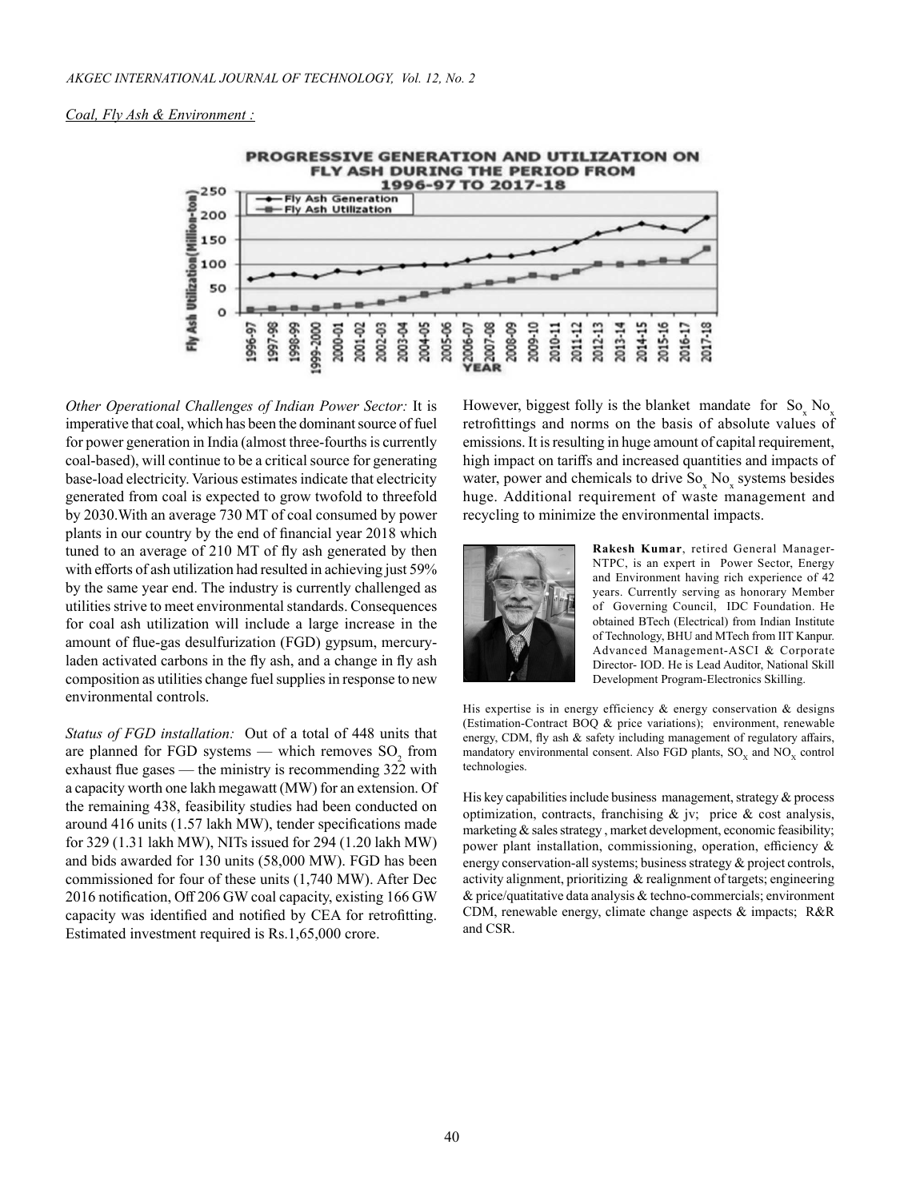*Coal, Fly Ash & Environment :*

PROGRESSIVE GENERATION AND UTILIZATION ON FLY ASH DURING THE PERIOD FROM 1996-97 TO 2017-18

Fly Ash Generation
Fly Ash Utilization

Fly Ash Utilization(Million-ton)

250
200
150
100
50
0

1996-97, 1997-98, 1998-99, 1999-2000, 2000-01, 2001-02, 2002-03, 2003-04, 2004-05, 2005-06, 2006-07, 2007-08, 2008-09, 2009-10, 2010-11, 2011-12, 2012-13, 2013-14, 2014-15, 2015-16, 2016-17, 2017-18

YEAR

*Other Operational Challenges of Indian Power Sector:* It is imperative that coal, which has been the dominant source of fuel for power generation in India (almost three-fourths is currently coal-based), will continue to be a critical source for generating base-load electricity. Various estimates indicate that electricity generated from coal is expected to grow twofold to threefold by 2030.With an average 730 MT of coal consumed by power plants in our country by the end of financial year 2018 which tuned to an average of 210 MT of fly ash generated by then with efforts of ash utilization had resulted in achieving just 59% by the same year end. The industry is currently challenged as utilities strive to meet environmental standards. Consequences for coal ash utilization will include a large increase in the amount of flue-gas desulfurization (FGD) gypsum, mercury-laden activated carbons in the fly ash, and a change in fly ash composition as utilities change fuel supplies in response to new environmental controls.

*Status of FGD installation:* Out of a total of 448 units that are planned for FGD systems — which removes $SO_2$ from exhaust flue gases — the ministry is recommending 322 with a capacity worth one lakh megawatt (MW) for an extension. Of the remaining 438, feasibility studies had been conducted on around 416 units (1.57 lakh MW), tender specifications made for 329 (1.31 lakh MW), NITs issued for 294 (1.20 lakh MW) and bids awarded for 130 units (58,000 MW). FGD has been commissioned for four of these units (1,740 MW). After Dec 2016 notification, Off 206 GW coal capacity, existing 166 GW capacity was identified and notified by CEA for retrofitting. Estimated investment required is Rs.1,65,000 crore.

However, biggest folly is the blanket mandate for $So_x$ $No_x$ retrofittings and norms on the basis of absolute values of emissions. It is resulting in huge amount of capital requirement, high impact on tariffs and increased quantities and impacts of water, power and chemicals to drive $So_x$ $No_x$ systems besides huge. Additional requirement of waste management and recycling to minimize the environmental impacts.

**Rakesh Kumar**, retired General Manager-NTPC, is an expert in Power Sector, Energy and Environment having rich experience of 42 years. Currently serving as honorary Member of Governing Council, IDC Foundation. He obtained BTech (Electrical) from Indian Institute of Technology, BHU and MTech from IIT Kanpur. Advanced Management-ASCI & Corporate Director- IOD. He is Lead Auditor, National Skill Development Program-Electronics Skilling.

His expertise is in energy efficiency & energy conservation & designs (Estimation-Contract BOQ & price variations); environment, renewable energy, CDM, fly ash & safety including management of regulatory affairs, mandatory environmental consent. Also FGD plants, $SO_X$ and $NO_X$ control technologies.

His key capabilities include business management, strategy & process optimization, contracts, franchising & jv; price & cost analysis, marketing & sales strategy , market development, economic feasibility; power plant installation, commissioning, operation, efficiency & energy conservation-all systems; business strategy & project controls, activity alignment, prioritizing & realignment of targets; engineering & price/quatitative data analysis & techno-commercials; environment CDM, renewable energy, climate change aspects & impacts; R&R and CSR.